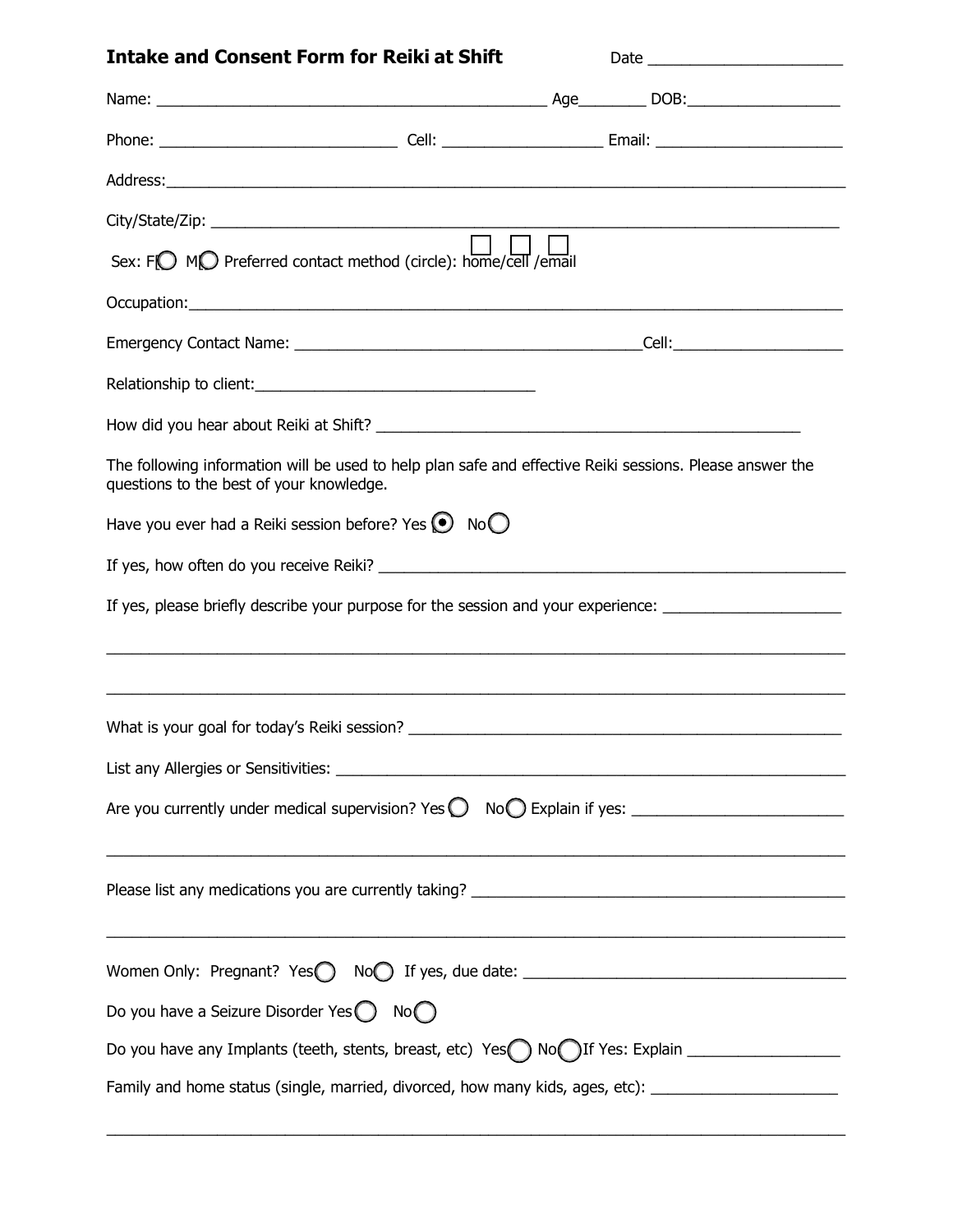**Intake and Consent Form for Reiki at Shift** Date ______________________

Name: ____________________________________________ Age_______ DOB:_________________

Phone: ___________________________ Cell: __________________ Email: _____________________

Address:_________________________________________________________________________________

City/State/Zip: ___________________________________________________________________________

Sex: F◯ M◯ Preferred contact method (circle): ☐ home/ ☐ cell / ☐ email

Occupation:_______________________________________________________________________________

Emergency Contact Name: ________________________________________Cell:___________________

Relationship to client:_________________________________

How did you hear about Reiki at Shift? _______________________________________________

The following information will be used to help plan safe and effective Reiki sessions. Please answer the questions to the best of your knowledge.

Have you ever had a Reiki session before? Yes ◉ No◯

If yes, how often do you receive Reiki? _______________________________________________________

If yes, please briefly describe your purpose for the session and your experience: ____________________

_________________________________________________________________________________________

_________________________________________________________________________________________

What is your goal for today's Reiki session? __________________________________________________

List any Allergies or Sensitivities: __________________________________________________________

Are you currently under medical supervision? Yes◯ No◯ Explain if yes: _______________________

_________________________________________________________________________________________

Please list any medications you are currently taking? __________________________________________

_________________________________________________________________________________________

Women Only: Pregnant? Yes◯ No◯ If yes, due date: _____________________________________

Do you have a Seizure Disorder Yes◯ No◯

Do you have any Implants (teeth, stents, breast, etc) Yes◯ No◯ If Yes: Explain _________________

Family and home status (single, married, divorced, how many kids, ages, etc): _____________________

_________________________________________________________________________________________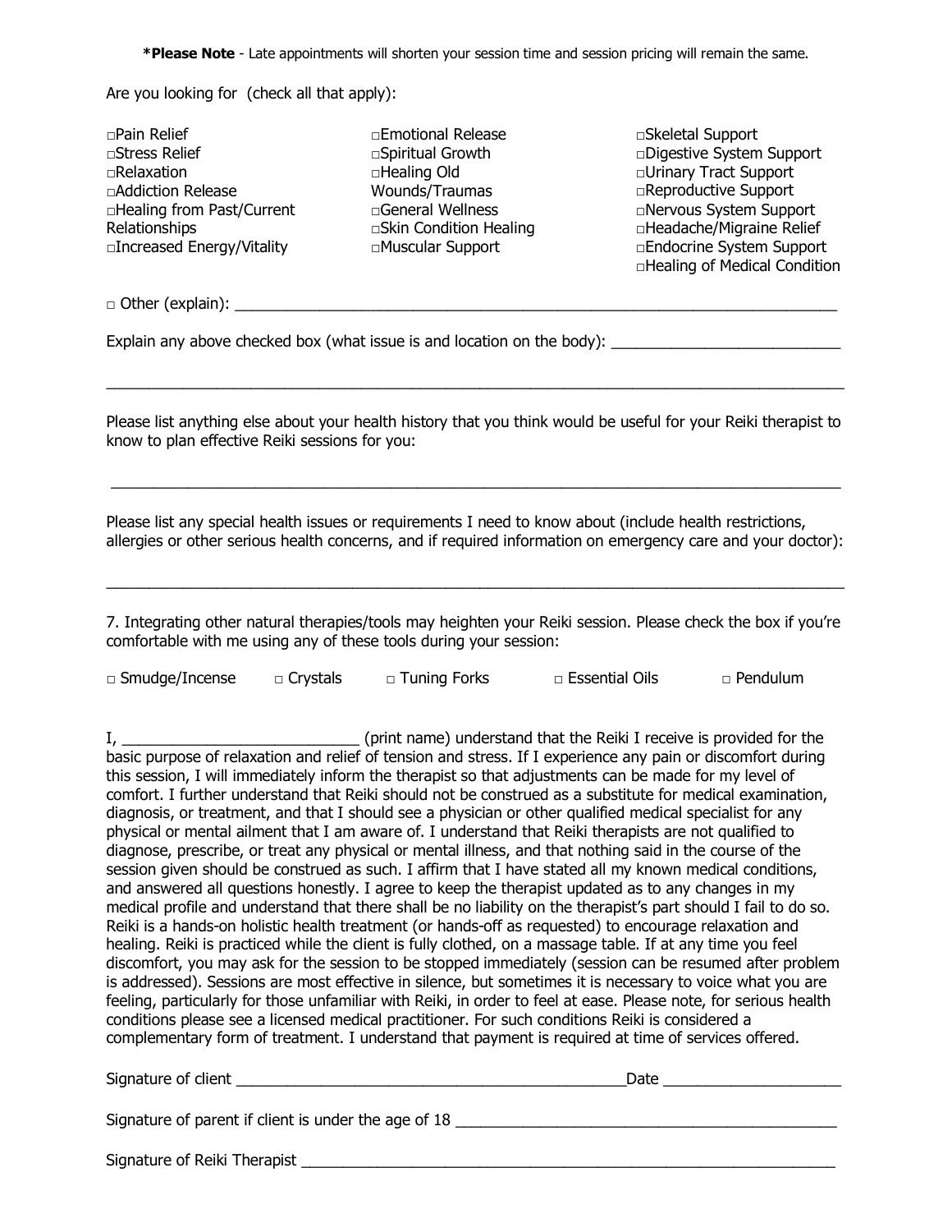**\*Please Note** - Late appointments will shorten your session time and session pricing will remain the same.

Are you looking for (check all that apply):

□Pain Relief
□Stress Relief
□Relaxation
□Addiction Release
□Healing from Past/Current Relationships
□Increased Energy/Vitality
□Emotional Release
□Spiritual Growth
□Healing Old Wounds/Traumas
□General Wellness
□Skin Condition Healing
□Muscular Support
□Skeletal Support
□Digestive System Support
□Urinary Tract Support
□Reproductive Support
□Nervous System Support
□Headache/Migraine Relief
□Endocrine System Support
□Healing of Medical Condition

□ Other (explain): ___________________________________________________________________________

Explain any above checked box (what issue is and location on the body): ___________________________

_______________________________________________________________________________________

Please list anything else about your health history that you think would be useful for your Reiki therapist to know to plan effective Reiki sessions for you:

_______________________________________________________________________________________

Please list any special health issues or requirements I need to know about (include health restrictions, allergies or other serious health concerns, and if required information on emergency care and your doctor):

_______________________________________________________________________________________

7. Integrating other natural therapies/tools may heighten your Reiki session. Please check the box if you're comfortable with me using any of these tools during your session:

□ Smudge/Incense □ Crystals □ Tuning Forks □ Essential Oils □ Pendulum

I, ____________________________ (print name) understand that the Reiki I receive is provided for the basic purpose of relaxation and relief of tension and stress. If I experience any pain or discomfort during this session, I will immediately inform the therapist so that adjustments can be made for my level of comfort. I further understand that Reiki should not be construed as a substitute for medical examination, diagnosis, or treatment, and that I should see a physician or other qualified medical specialist for any physical or mental ailment that I am aware of. I understand that Reiki therapists are not qualified to diagnose, prescribe, or treat any physical or mental illness, and that nothing said in the course of the session given should be construed as such. I affirm that I have stated all my known medical conditions, and answered all questions honestly. I agree to keep the therapist updated as to any changes in my medical profile and understand that there shall be no liability on the therapist's part should I fail to do so. Reiki is a hands-on holistic health treatment (or hands-off as requested) to encourage relaxation and healing. Reiki is practiced while the client is fully clothed, on a massage table. If at any time you feel discomfort, you may ask for the session to be stopped immediately (session can be resumed after problem is addressed). Sessions are most effective in silence, but sometimes it is necessary to voice what you are feeling, particularly for those unfamiliar with Reiki, in order to feel at ease. Please note, for serious health conditions please see a licensed medical practitioner. For such conditions Reiki is considered a complementary form of treatment. I understand that payment is required at time of services offered.

Signature of client ______________________________________________ Date _____________________

Signature of parent if client is under the age of 18 ______________________________________________

Signature of Reiki Therapist _________________________________________________________________